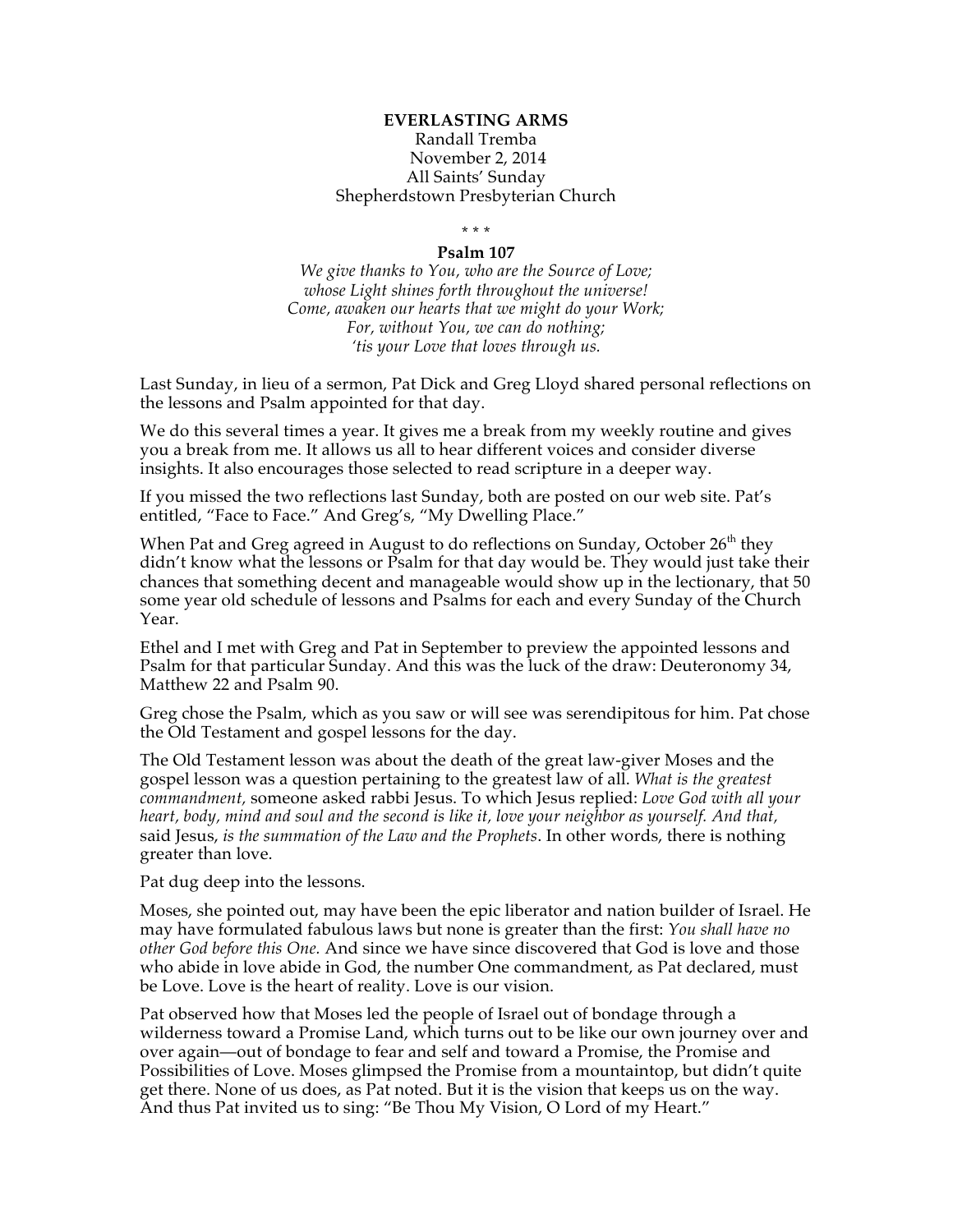**EVERLASTING ARMS**

Randall Tremba
November 2, 2014
All Saints' Sunday
Shepherdstown Presbyterian Church

\* \* \*

**Psalm 107**

*We give thanks to You, who are the Source of Love;*
*whose Light shines forth throughout the universe!*
*Come, awaken our hearts that we might do your Work;*
*For, without You, we can do nothing;*
*'tis your Love that loves through us.*

Last Sunday, in lieu of a sermon, Pat Dick and Greg Lloyd shared personal reflections on the lessons and Psalm appointed for that day.

We do this several times a year. It gives me a break from my weekly routine and gives you a break from me. It allows us all to hear different voices and consider diverse insights. It also encourages those selected to read scripture in a deeper way.

If you missed the two reflections last Sunday, both are posted on our web site. Pat's entitled, "Face to Face." And Greg's, "My Dwelling Place."

When Pat and Greg agreed in August to do reflections on Sunday, October 26th they didn't know what the lessons or Psalm for that day would be. They would just take their chances that something decent and manageable would show up in the lectionary, that 50 some year old schedule of lessons and Psalms for each and every Sunday of the Church Year.

Ethel and I met with Greg and Pat in September to preview the appointed lessons and Psalm for that particular Sunday. And this was the luck of the draw: Deuteronomy 34, Matthew 22 and Psalm 90.

Greg chose the Psalm, which as you saw or will see was serendipitous for him. Pat chose the Old Testament and gospel lessons for the day.

The Old Testament lesson was about the death of the great law-giver Moses and the gospel lesson was a question pertaining to the greatest law of all. *What is the greatest commandment,* someone asked rabbi Jesus. To which Jesus replied: *Love God with all your heart, body, mind and soul and the second is like it, love your neighbor as yourself. And that,* said Jesus, *is the summation of the Law and the Prophets*. In other words, there is nothing greater than love.

Pat dug deep into the lessons.

Moses, she pointed out, may have been the epic liberator and nation builder of Israel. He may have formulated fabulous laws but none is greater than the first: *You shall have no other God before this One.* And since we have since discovered that God is love and those who abide in love abide in God, the number One commandment, as Pat declared, must be Love. Love is the heart of reality. Love is our vision.

Pat observed how that Moses led the people of Israel out of bondage through a wilderness toward a Promise Land, which turns out to be like our own journey over and over again—out of bondage to fear and self and toward a Promise, the Promise and Possibilities of Love. Moses glimpsed the Promise from a mountaintop, but didn't quite get there. None of us does, as Pat noted. But it is the vision that keeps us on the way. And thus Pat invited us to sing: "Be Thou My Vision, O Lord of my Heart."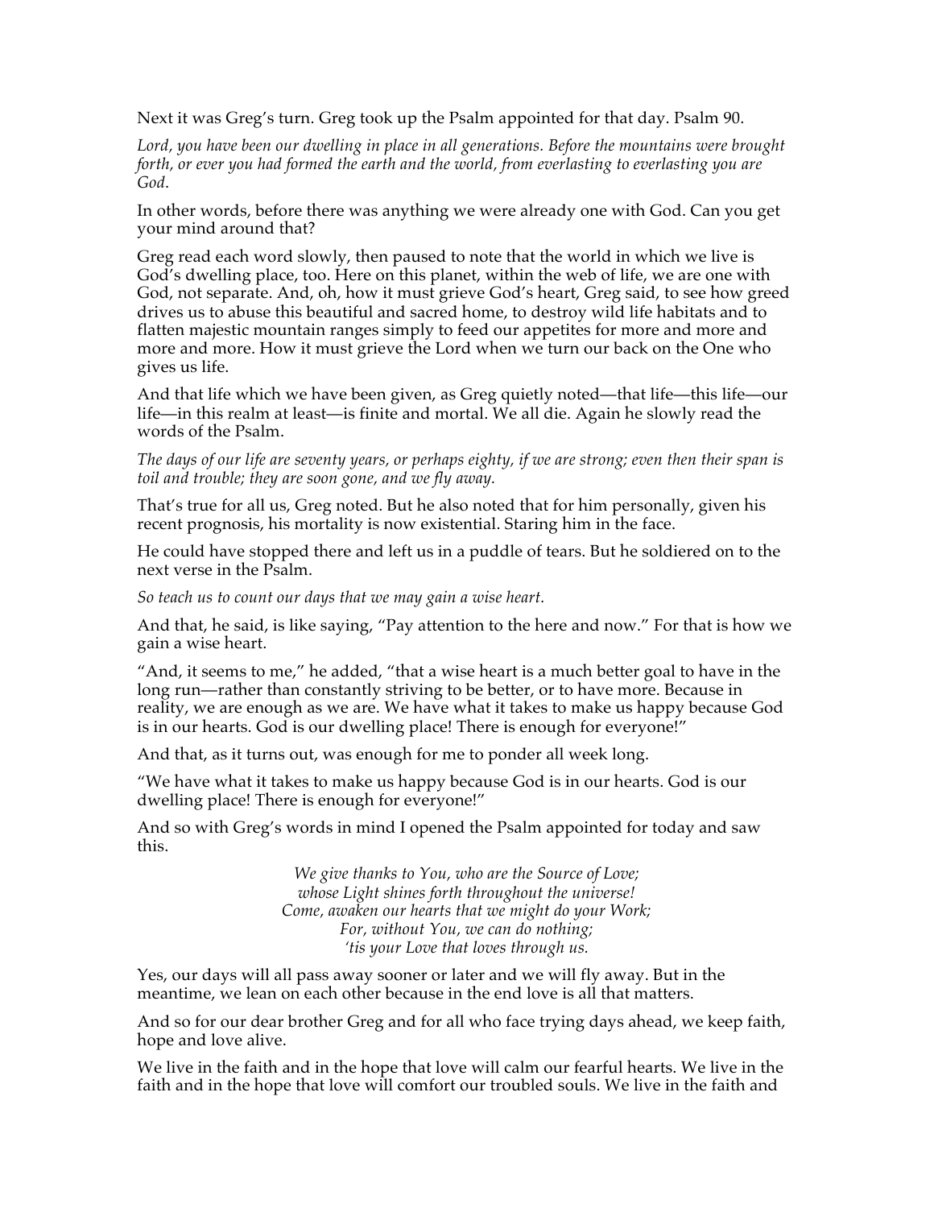Next it was Greg's turn. Greg took up the Psalm appointed for that day. Psalm 90.

*Lord, you have been our dwelling in place in all generations. Before the mountains were brought forth, or ever you had formed the earth and the world, from everlasting to everlasting you are God.*

In other words, before there was anything we were already one with God. Can you get your mind around that?

Greg read each word slowly, then paused to note that the world in which we live is God's dwelling place, too. Here on this planet, within the web of life, we are one with God, not separate. And, oh, how it must grieve God's heart, Greg said, to see how greed drives us to abuse this beautiful and sacred home, to destroy wild life habitats and to flatten majestic mountain ranges simply to feed our appetites for more and more and more and more. How it must grieve the Lord when we turn our back on the One who gives us life.

And that life which we have been given, as Greg quietly noted—that life—this life—our life—in this realm at least—is finite and mortal. We all die. Again he slowly read the words of the Psalm.

*The days of our life are seventy years, or perhaps eighty, if we are strong; even then their span is toil and trouble; they are soon gone, and we fly away.*

That's true for all us, Greg noted. But he also noted that for him personally, given his recent prognosis, his mortality is now existential. Staring him in the face.

He could have stopped there and left us in a puddle of tears. But he soldiered on to the next verse in the Psalm.

*So teach us to count our days that we may gain a wise heart.*

And that, he said, is like saying, "Pay attention to the here and now." For that is how we gain a wise heart.

"And, it seems to me," he added, "that a wise heart is a much better goal to have in the long run—rather than constantly striving to be better, or to have more. Because in reality, we are enough as we are. We have what it takes to make us happy because God is in our hearts. God is our dwelling place! There is enough for everyone!"

And that, as it turns out, was enough for me to ponder all week long.

"We have what it takes to make us happy because God is in our hearts. God is our dwelling place! There is enough for everyone!"

And so with Greg's words in mind I opened the Psalm appointed for today and saw this.

*We give thanks to You, who are the Source of Love;*
*whose Light shines forth throughout the universe!*
*Come, awaken our hearts that we might do your Work;*
*For, without You, we can do nothing;*
*'tis your Love that loves through us.*

Yes, our days will all pass away sooner or later and we will fly away. But in the meantime, we lean on each other because in the end love is all that matters.

And so for our dear brother Greg and for all who face trying days ahead, we keep faith, hope and love alive.

We live in the faith and in the hope that love will calm our fearful hearts. We live in the faith and in the hope that love will comfort our troubled souls. We live in the faith and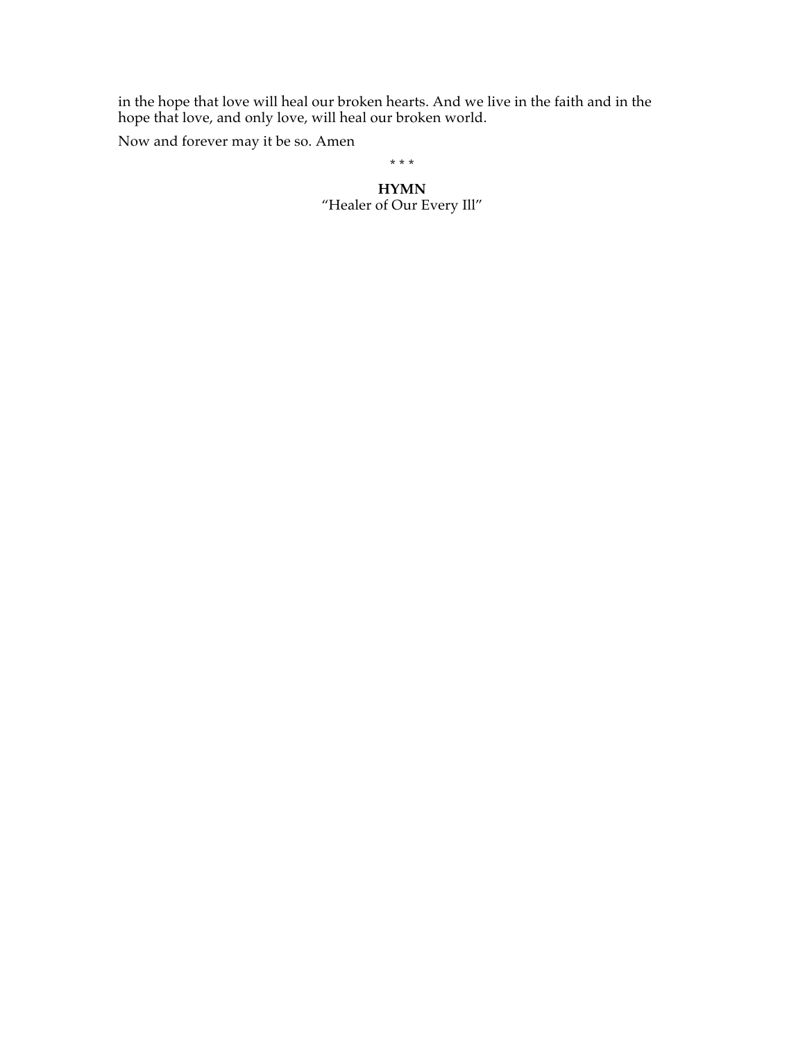in the hope that love will heal our broken hearts. And we live in the faith and in the hope that love, and only love, will heal our broken world.

Now and forever may it be so. Amen

\* \* \*

**HYMN**

"Healer of Our Every Ill"